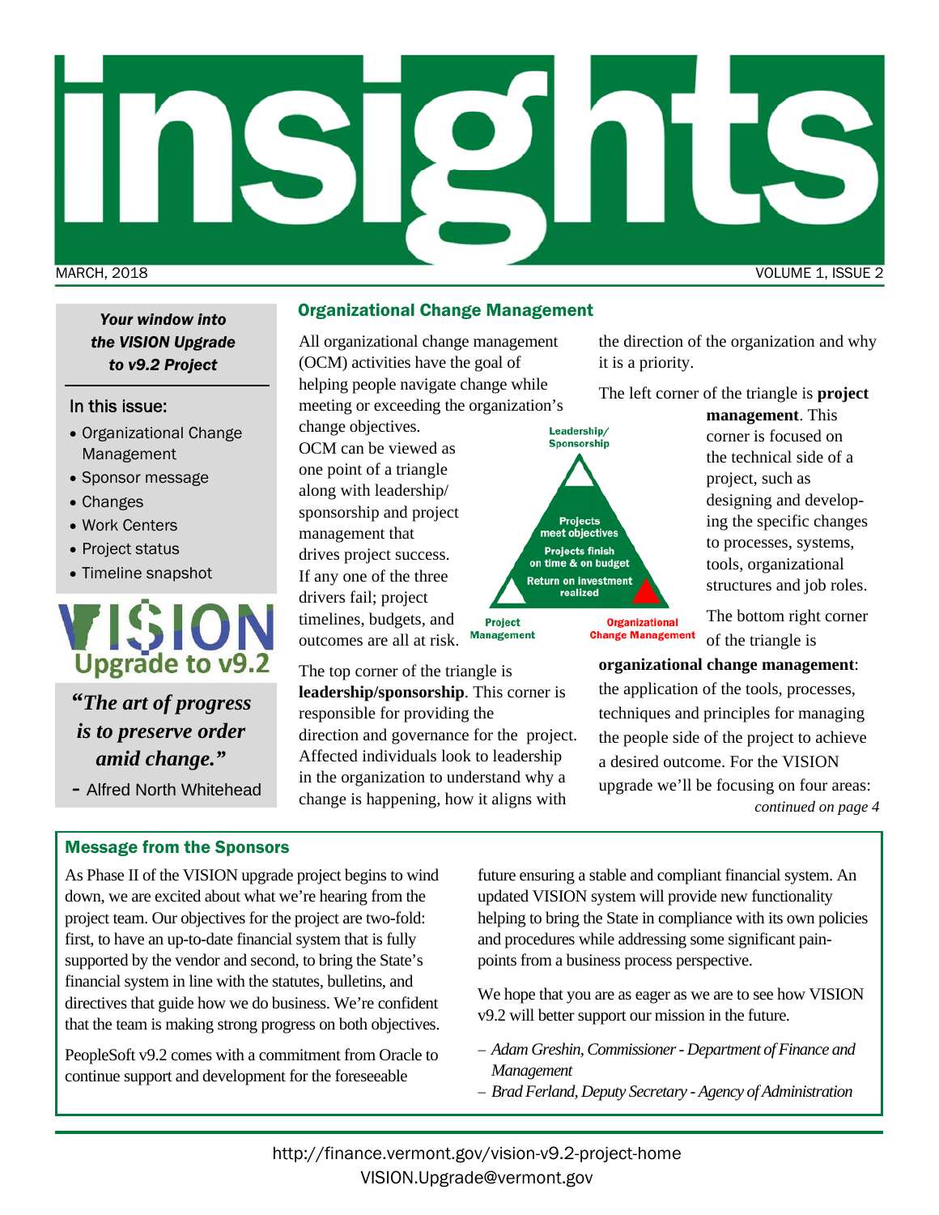# insights

MARCH, 2018

*Your window into the VISION Upgrade to v9.2 Project*

In this issue:

- Organizational Change Management
- Sponsor message
- Changes
- Work Centers
- Project status
- Timeline snapshot

VISION Upgrade to v9.2

***"The art of progress is to preserve order amid change."***

- Alfred North Whitehead

## Organizational Change Management

All organizational change management (OCM) activities have the goal of helping people navigate change while meeting or exceeding the organization's change objectives. OCM can be viewed as one point of a triangle along with leadership/ sponsorship and project management that drives project success. If any one of the three drivers fail; project timelines, budgets, and outcomes are all at risk.

Leadership/ Sponsorship

Projects meet objectives

Projects finish on time & on budget

Return on investment realized

Project Management

Organizational Change Management

The top corner of the triangle is **leadership/sponsorship**. This corner is responsible for providing the direction and governance for the project. Affected individuals look to leadership in the organization to understand why a change is happening, how it aligns with the direction of the organization and why it is a priority.

The left corner of the triangle is **project management**. This corner is focused on the technical side of a project, such as designing and developing the specific changes to processes, systems, tools, organizational structures and job roles.

The bottom right corner of the triangle is **organizational change management**: the application of the tools, processes, techniques and principles for managing the people side of the project to achieve a desired outcome. For the VISION upgrade we'll be focusing on four areas:

*continued on page 4*

## Message from the Sponsors

As Phase II of the VISION upgrade project begins to wind down, we are excited about what we're hearing from the project team. Our objectives for the project are two-fold: first, to have an up-to-date financial system that is fully supported by the vendor and second, to bring the State's financial system in line with the statutes, bulletins, and directives that guide how we do business. We're confident that the team is making strong progress on both objectives.

PeopleSoft v9.2 comes with a commitment from Oracle to continue support and development for the foreseeable future ensuring a stable and compliant financial system. An updated VISION system will provide new functionality helping to bring the State in compliance with its own policies and procedures while addressing some significant pain-points from a business process perspective.

We hope that you are as eager as we are to see how VISION v9.2 will better support our mission in the future.

– *Adam Greshin, Commissioner - Department of Finance and Management*

– *Brad Ferland, Deputy Secretary - Agency of Administration*

http://finance.vermont.gov/vision-v9.2-project-home

VISION.Upgrade@vermont.gov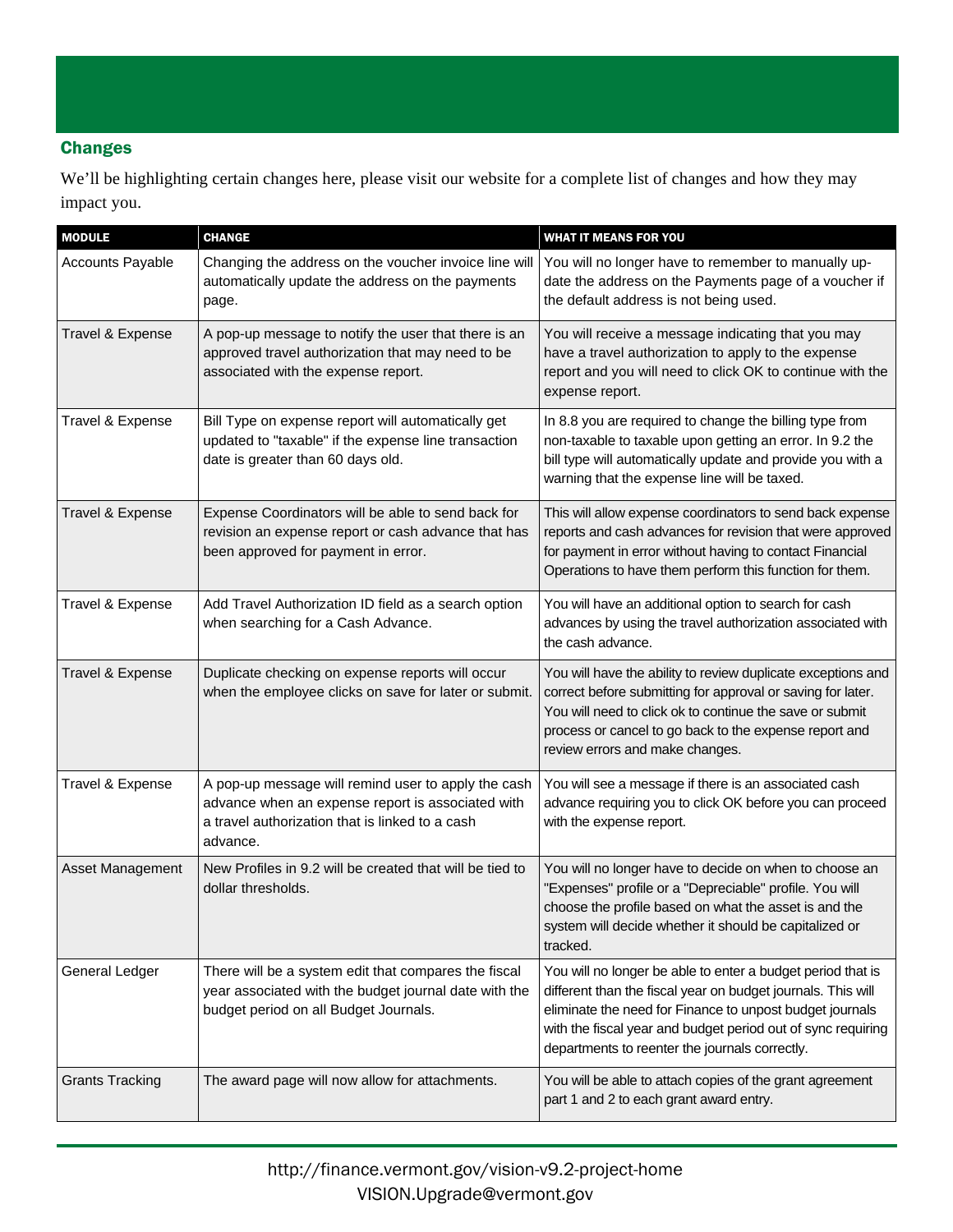## Changes

We'll be highlighting certain changes here, please visit our website for a complete list of changes and how they may impact you.

| MODULE | CHANGE | WHAT IT MEANS FOR YOU |
|---|---|---|
| Accounts Payable | Changing the address on the voucher invoice line will automatically update the address on the payments page. | You will no longer have to remember to manually update the address on the Payments page of a voucher if the default address is not being used. |
| Travel & Expense | A pop-up message to notify the user that there is an approved travel authorization that may need to be associated with the expense report. | You will receive a message indicating that you may have a travel authorization to apply to the expense report and you will need to click OK to continue with the expense report. |
| Travel & Expense | Bill Type on expense report will automatically get updated to "taxable" if the expense line transaction date is greater than 60 days old. | In 8.8 you are required to change the billing type from non-taxable to taxable upon getting an error. In 9.2 the bill type will automatically update and provide you with a warning that the expense line will be taxed. |
| Travel & Expense | Expense Coordinators will be able to send back for revision an expense report or cash advance that has been approved for payment in error. | This will allow expense coordinators to send back expense reports and cash advances for revision that were approved for payment in error without having to contact Financial Operations to have them perform this function for them. |
| Travel & Expense | Add Travel Authorization ID field as a search option when searching for a Cash Advance. | You will have an additional option to search for cash advances by using the travel authorization associated with the cash advance. |
| Travel & Expense | Duplicate checking on expense reports will occur when the employee clicks on save for later or submit. | You will have the ability to review duplicate exceptions and correct before submitting for approval or saving for later. You will need to click ok to continue the save or submit process or cancel to go back to the expense report and review errors and make changes. |
| Travel & Expense | A pop-up message will remind user to apply the cash advance when an expense report is associated with a travel authorization that is linked to a cash advance. | You will see a message if there is an associated cash advance requiring you to click OK before you can proceed with the expense report. |
| Asset Management | New Profiles in 9.2 will be created that will be tied to dollar thresholds. | You will no longer have to decide on when to choose an "Expenses" profile or a "Depreciable" profile. You will choose the profile based on what the asset is and the system will decide whether it should be capitalized or tracked. |
| General Ledger | There will be a system edit that compares the fiscal year associated with the budget journal date with the budget period on all Budget Journals. | You will no longer be able to enter a budget period that is different than the fiscal year on budget journals. This will eliminate the need for Finance to unpost budget journals with the fiscal year and budget period out of sync requiring departments to reenter the journals correctly. |
| Grants Tracking | The award page will now allow for attachments. | You will be able to attach copies of the grant agreement part 1 and 2 to each grant award entry. |

http://finance.vermont.gov/vision-v9.2-project-home
VISION.Upgrade@vermont.gov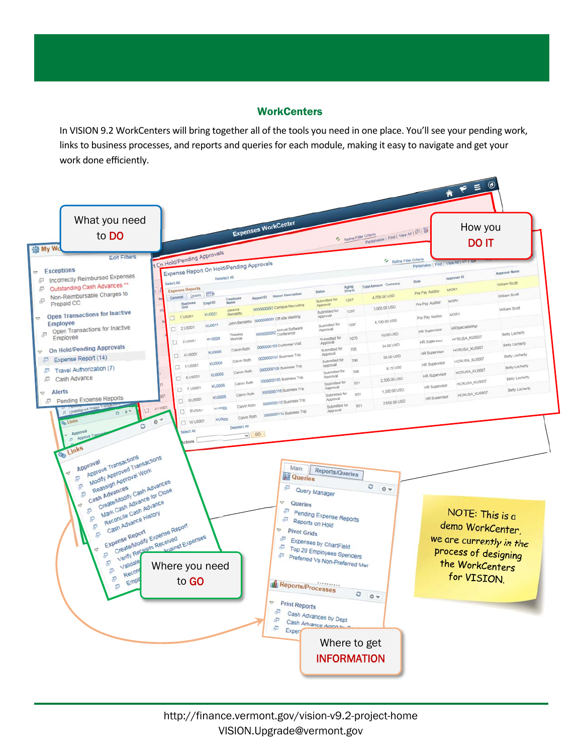## WorkCenters

In VISION 9.2 WorkCenters will bring together all of the tools you need in one place. You'll see your pending work, links to business processes, and reports and queries for each module, making it easy to navigate and get your work done efficiently.

What you need to DO

How you DO IT

Where you need to GO

Where to get INFORMATION

NOTE: This is a demo WorkCenter, we are currently in the process of designing the WorkCenters for VISION.

http://finance.vermont.gov/vision-v9.2-project-home
VISION.Upgrade@vermont.gov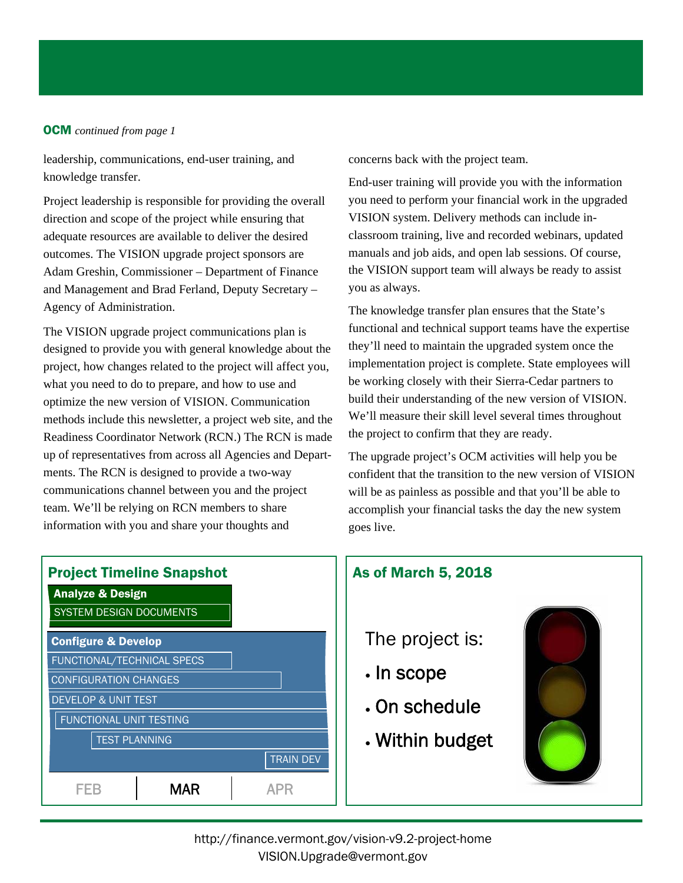**OCM** *continued from page 1*

leadership, communications, end-user training, and knowledge transfer.

Project leadership is responsible for providing the overall direction and scope of the project while ensuring that adequate resources are available to deliver the desired outcomes. The VISION upgrade project sponsors are Adam Greshin, Commissioner – Department of Finance and Management and Brad Ferland, Deputy Secretary – Agency of Administration.

The VISION upgrade project communications plan is designed to provide you with general knowledge about the project, how changes related to the project will affect you, what you need to do to prepare, and how to use and optimize the new version of VISION. Communication methods include this newsletter, a project web site, and the Readiness Coordinator Network (RCN.) The RCN is made up of representatives from across all Agencies and Departments. The RCN is designed to provide a two-way communications channel between you and the project team. We'll be relying on RCN members to share information with you and share your thoughts and concerns back with the project team.

End-user training will provide you with the information you need to perform your financial work in the upgraded VISION system. Delivery methods can include in-classroom training, live and recorded webinars, updated manuals and job aids, and open lab sessions. Of course, the VISION support team will always be ready to assist you as always.

The knowledge transfer plan ensures that the State's functional and technical support teams have the expertise they'll need to maintain the upgraded system once the implementation project is complete. State employees will be working closely with their Sierra-Cedar partners to build their understanding of the new version of VISION. We'll measure their skill level several times throughout the project to confirm that they are ready.

The upgrade project's OCM activities will help you be confident that the transition to the new version of VISION will be as painless as possible and that you'll be able to accomplish your financial tasks the day the new system goes live.

## Project Timeline Snapshot

**Analyze & Design**

SYSTEM DESIGN DOCUMENTS

**Configure & Develop**

FUNCTIONAL/TECHNICAL SPECS

CONFIGURATION CHANGES

DEVELOP & UNIT TEST

FUNCTIONAL UNIT TESTING

TEST PLANNING

TRAIN DEV

FEB MAR APR

## As of March 5, 2018

The project is:

- In scope
- On schedule
- Within budget

http://finance.vermont.gov/vision-v9.2-project-home
VISION.Upgrade@vermont.gov